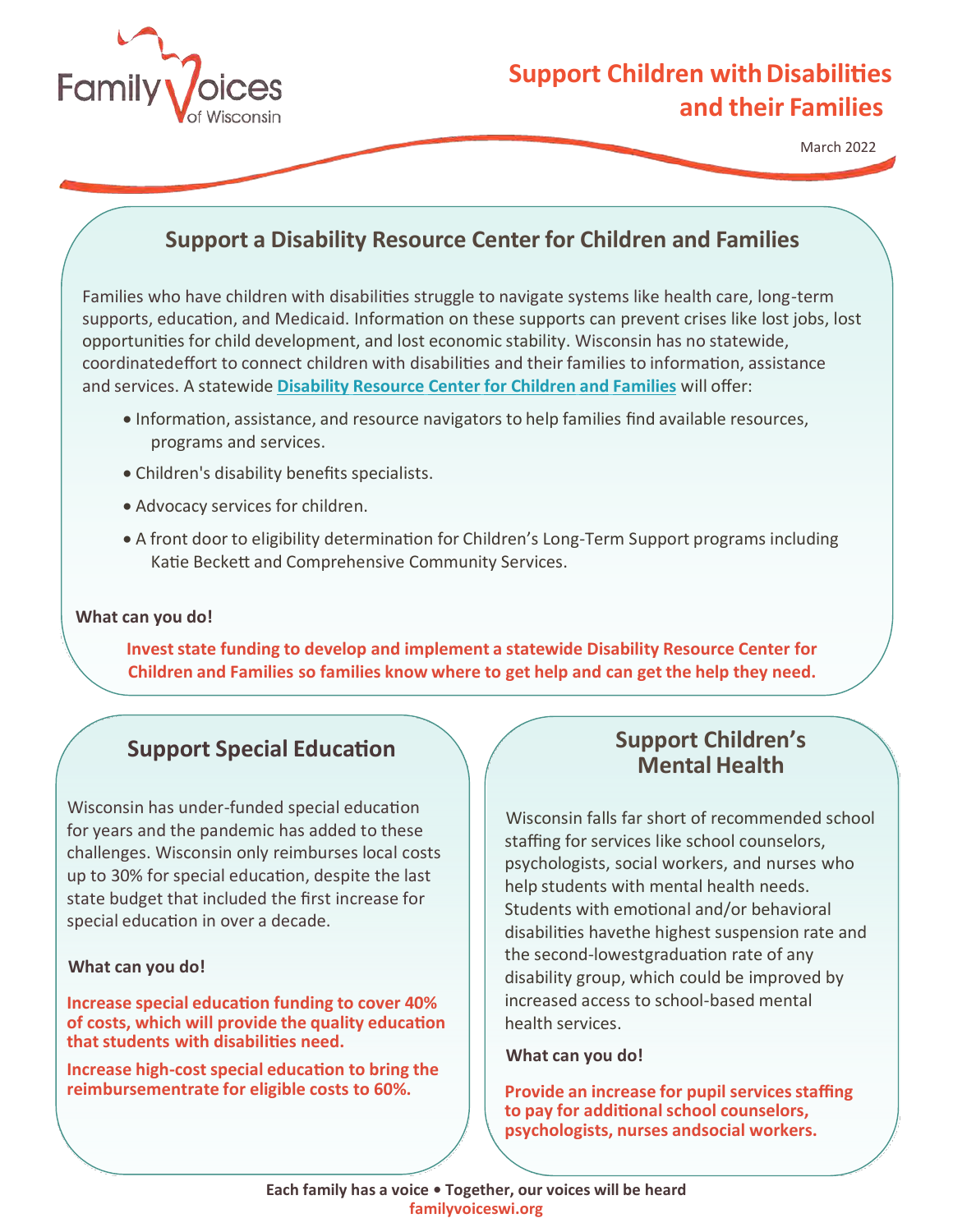Family Voices of Wisconsin

# Support Children with Disabilities and their Families

March 2022

## Support a Disability Resource Center for Children and Families

Families who have children with disabilities struggle to navigate systems like health care, long-term supports, education, and Medicaid. Information on these supports can prevent crises like lost jobs, lost opportunities for child development, and lost economic stability. Wisconsin has no statewide, coordinatedeffort to connect children with disabilities and their families to information, assistance and services. A statewide **Disability Resource Center for Children and Families** will offer:

- Information, assistance, and resource navigators to help families find available resources, programs and services.
- Children's disability benefits specialists.
- Advocacy services for children.
- A front door to eligibility determination for Children's Long-Term Support programs including Katie Beckett and Comprehensive Community Services.

**What can you do!**

**Invest state funding to develop and implement a statewide Disability Resource Center for Children and Families so families know where to get help and can get the help they need.**

## Support Special Education

Wisconsin has under-funded special education for years and the pandemic has added to these challenges. Wisconsin only reimburses local costs up to 30% for special education, despite the last state budget that included the first increase for special education in over a decade.

**What can you do!**

**Increase special education funding to cover 40% of costs, which will provide the quality education that students with disabilities need.**

**Increase high-cost special education to bring the reimbursementrate for eligible costs to 60%.**

## Support Children's Mental Health

Wisconsin falls far short of recommended school staffing for services like school counselors, psychologists, social workers, and nurses who help students with mental health needs. Students with emotional and/or behavioral disabilities havethe highest suspension rate and the second-lowestgraduation rate of any disability group, which could be improved by increased access to school-based mental health services.

**What can you do!**

**Provide an increase for pupil services staffing to pay for additional school counselors, psychologists, nurses andsocial workers.**

**Each family has a voice • Together, our voices will be heard**

**familyvoiceswi.org**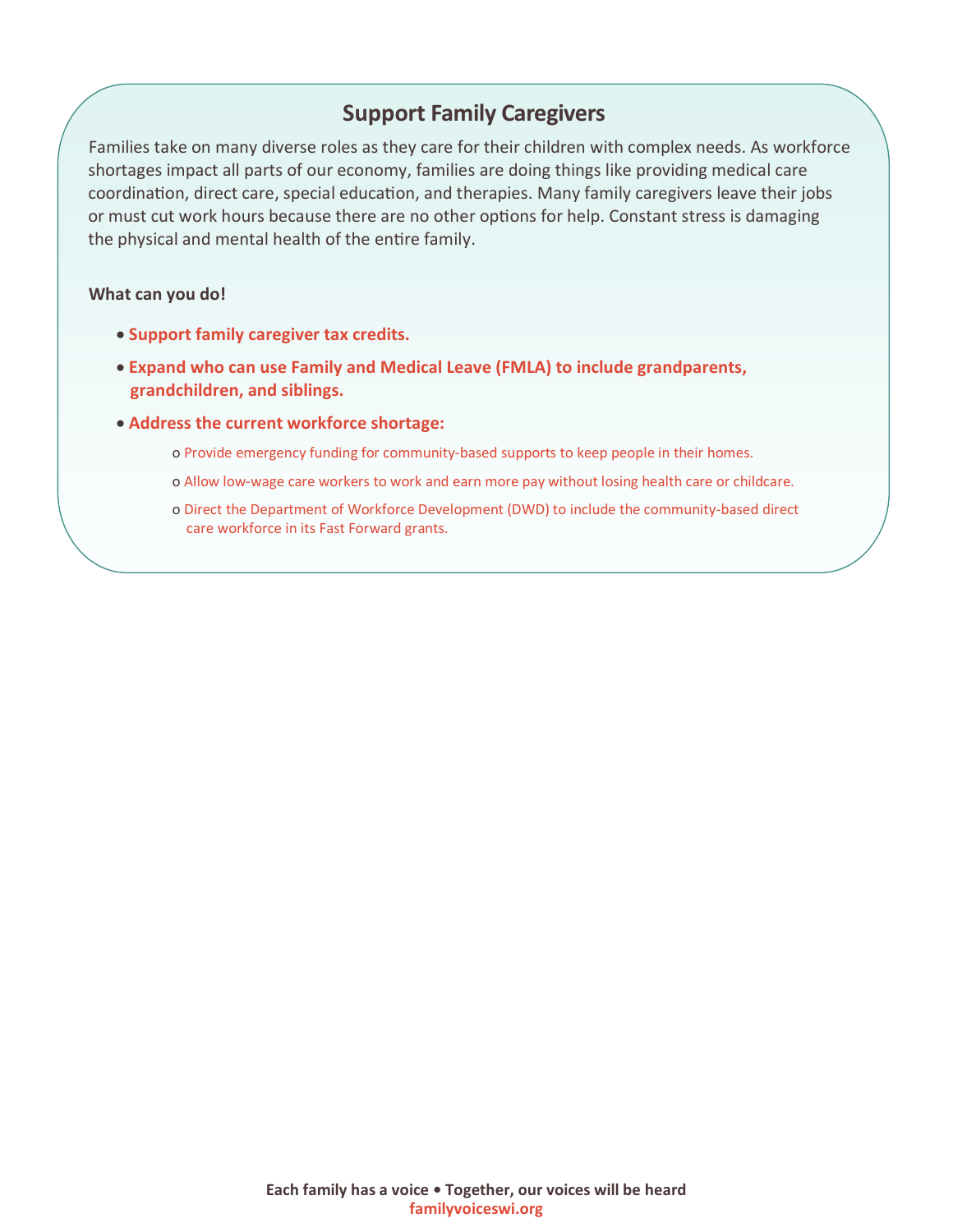## Support Family Caregivers

Families take on many diverse roles as they care for their children with complex needs. As workforce shortages impact all parts of our economy, families are doing things like providing medical care coordination, direct care, special education, and therapies. Many family caregivers leave their jobs or must cut work hours because there are no other options for help. Constant stress is damaging the physical and mental health of the entire family.

**What can you do!**

- **Support family caregiver tax credits.**
- **Expand who can use Family and Medical Leave (FMLA) to include grandparents, grandchildren, and siblings.**
- **Address the current workforce shortage:**
  - Provide emergency funding for community-based supports to keep people in their homes.
  - Allow low-wage care workers to work and earn more pay without losing health care or childcare.
  - Direct the Department of Workforce Development (DWD) to include the community-based direct care workforce in its Fast Forward grants.

**Each family has a voice • Together, our voices will be heard**
**familyvoiceswi.org**